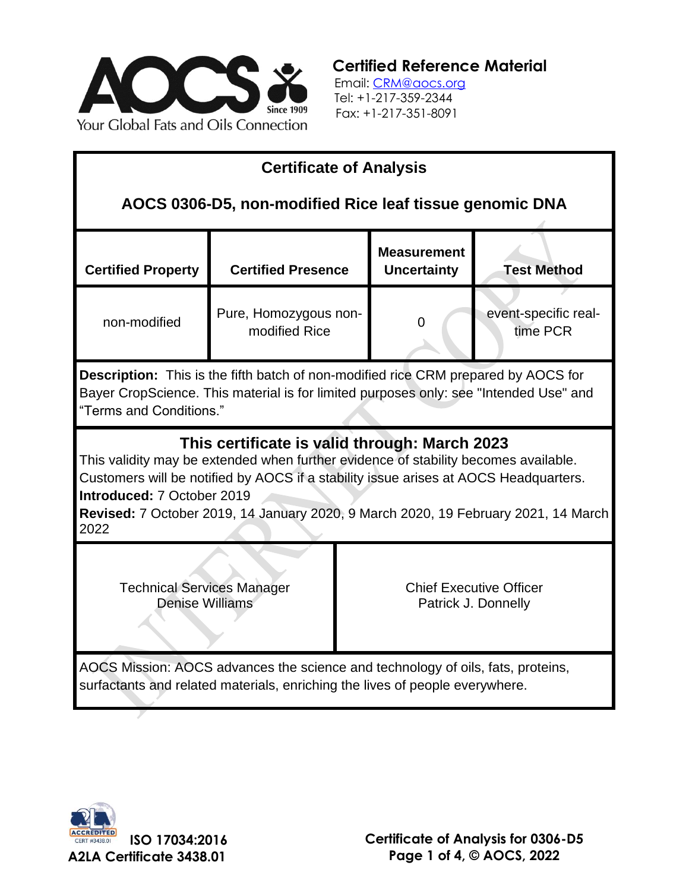**Certified Reference Material**

Email: CRM@aocs.org
Tel: +1-217-359-2344
Fax: +1-217-351-8091

# Certificate of Analysis

## AOCS 0306-D5, non-modified Rice leaf tissue genomic DNA

| Certified Property | Certified Presence | Measurement Uncertainty | Test Method |
|---|---|---|---|
| non-modified | Pure, Homozygous non-modified Rice | 0 | event-specific real-time PCR |

**Description:** This is the fifth batch of non-modified rice CRM prepared by AOCS for Bayer CropScience. This material is for limited purposes only: see "Intended Use" and "Terms and Conditions."

**This certificate is valid through: March 2023**

This validity may be extended when further evidence of stability becomes available. Customers will be notified by AOCS if a stability issue arises at AOCS Headquarters.

**Introduced:** 7 October 2019

**Revised:** 7 October 2019, 14 January 2020, 9 March 2020, 19 February 2021, 14 March 2022

| | |
|---|---|
| Technical Services Manager<br>Denise Williams | Chief Executive Officer<br>Patrick J. Donnelly |

AOCS Mission: AOCS advances the science and technology of oils, fats, proteins, surfactants and related materials, enriching the lives of people everywhere.

ISO 17034:2016
A2LA Certificate 3438.01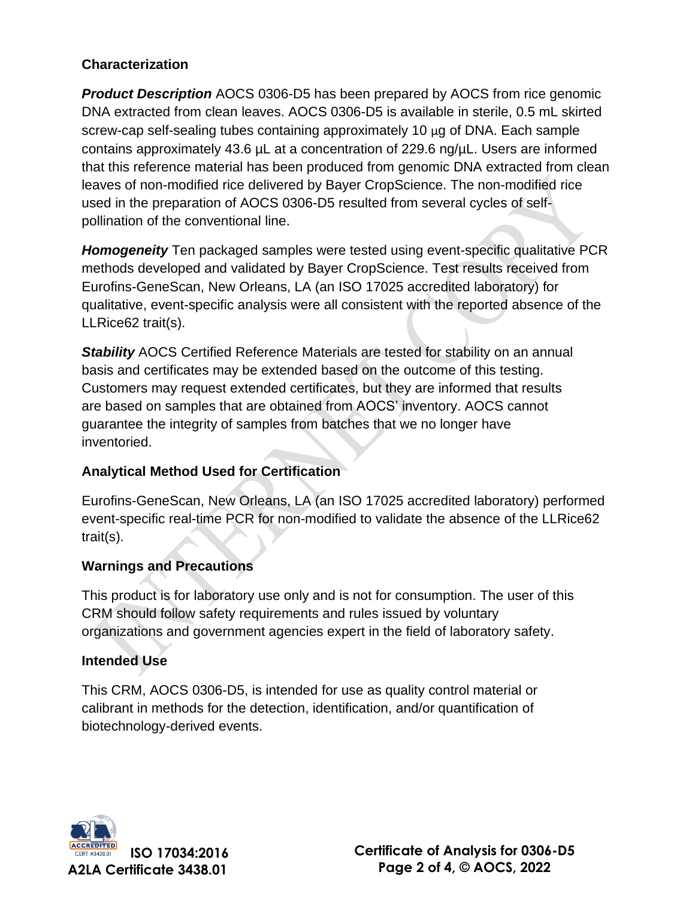## Characterization

***Product Description*** AOCS 0306-D5 has been prepared by AOCS from rice genomic DNA extracted from clean leaves. AOCS 0306-D5 is available in sterile, 0.5 mL skirted screw-cap self-sealing tubes containing approximately 10 μg of DNA. Each sample contains approximately 43.6 μL at a concentration of 229.6 ng/μL. Users are informed that this reference material has been produced from genomic DNA extracted from clean leaves of non-modified rice delivered by Bayer CropScience. The non-modified rice used in the preparation of AOCS 0306-D5 resulted from several cycles of self-pollination of the conventional line.

***Homogeneity*** Ten packaged samples were tested using event-specific qualitative PCR methods developed and validated by Bayer CropScience. Test results received from Eurofins-GeneScan, New Orleans, LA (an ISO 17025 accredited laboratory) for qualitative, event-specific analysis were all consistent with the reported absence of the LLRice62 trait(s).

***Stability*** AOCS Certified Reference Materials are tested for stability on an annual basis and certificates may be extended based on the outcome of this testing. Customers may request extended certificates, but they are informed that results are based on samples that are obtained from AOCS' inventory. AOCS cannot guarantee the integrity of samples from batches that we no longer have inventoried.

## Analytical Method Used for Certification

Eurofins-GeneScan, New Orleans, LA (an ISO 17025 accredited laboratory) performed event-specific real-time PCR for non-modified to validate the absence of the LLRice62 trait(s).

## Warnings and Precautions

This product is for laboratory use only and is not for consumption. The user of this CRM should follow safety requirements and rules issued by voluntary organizations and government agencies expert in the field of laboratory safety.

## Intended Use

This CRM, AOCS 0306-D5, is intended for use as quality control material or calibrant in methods for the detection, identification, and/or quantification of biotechnology-derived events.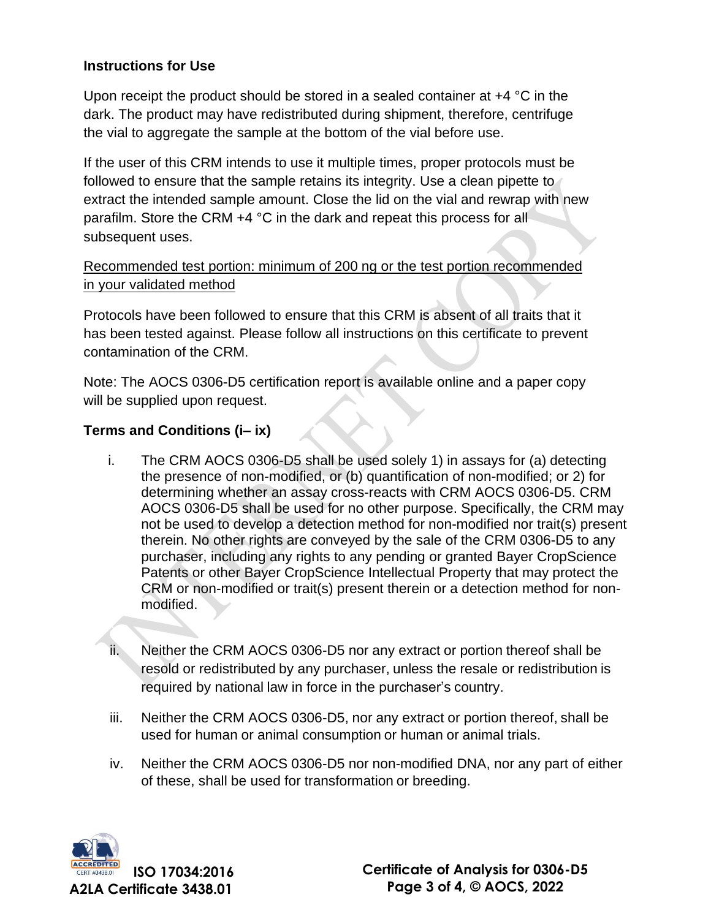**Instructions for Use**

Upon receipt the product should be stored in a sealed container at +4 °C in the dark. The product may have redistributed during shipment, therefore, centrifuge the vial to aggregate the sample at the bottom of the vial before use.

If the user of this CRM intends to use it multiple times, proper protocols must be followed to ensure that the sample retains its integrity. Use a clean pipette to extract the intended sample amount. Close the lid on the vial and rewrap with new parafilm. Store the CRM +4 °C in the dark and repeat this process for all subsequent uses.

Recommended test portion: minimum of 200 ng or the test portion recommended in your validated method

Protocols have been followed to ensure that this CRM is absent of all traits that it has been tested against. Please follow all instructions on this certificate to prevent contamination of the CRM.

Note: The AOCS 0306-D5 certification report is available online and a paper copy will be supplied upon request.

**Terms and Conditions (i– ix)**

i. The CRM AOCS 0306-D5 shall be used solely 1) in assays for (a) detecting the presence of non-modified, or (b) quantification of non-modified; or 2) for determining whether an assay cross-reacts with CRM AOCS 0306-D5. CRM AOCS 0306-D5 shall be used for no other purpose. Specifically, the CRM may not be used to develop a detection method for non-modified nor trait(s) present therein. No other rights are conveyed by the sale of the CRM 0306-D5 to any purchaser, including any rights to any pending or granted Bayer CropScience Patents or other Bayer CropScience Intellectual Property that may protect the CRM or non-modified or trait(s) present therein or a detection method for non-modified.

ii. Neither the CRM AOCS 0306-D5 nor any extract or portion thereof shall be resold or redistributed by any purchaser, unless the resale or redistribution is required by national law in force in the purchaser's country.

iii. Neither the CRM AOCS 0306-D5, nor any extract or portion thereof, shall be used for human or animal consumption or human or animal trials.

iv. Neither the CRM AOCS 0306-D5 nor non-modified DNA, nor any part of either of these, shall be used for transformation or breeding.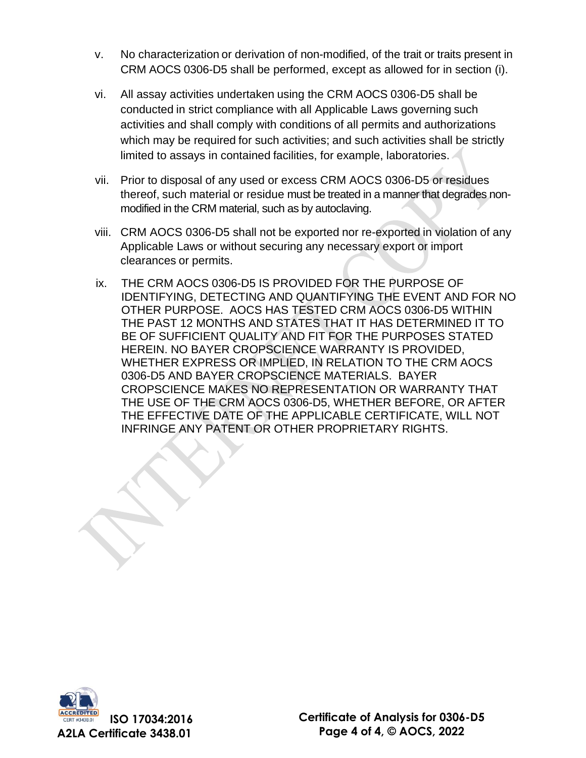v. No characterization or derivation of non-modified, of the trait or traits present in CRM AOCS 0306-D5 shall be performed, except as allowed for in section (i).

vi. All assay activities undertaken using the CRM AOCS 0306-D5 shall be conducted in strict compliance with all Applicable Laws governing such activities and shall comply with conditions of all permits and authorizations which may be required for such activities; and such activities shall be strictly limited to assays in contained facilities, for example, laboratories.

vii. Prior to disposal of any used or excess CRM AOCS 0306-D5 or residues thereof, such material or residue must be treated in a manner that degrades non-modified in the CRM material, such as by autoclaving.

viii. CRM AOCS 0306-D5 shall not be exported nor re-exported in violation of any Applicable Laws or without securing any necessary export or import clearances or permits.

ix. THE CRM AOCS 0306-D5 IS PROVIDED FOR THE PURPOSE OF IDENTIFYING, DETECTING AND QUANTIFYING THE EVENT AND FOR NO OTHER PURPOSE. AOCS HAS TESTED CRM AOCS 0306-D5 WITHIN THE PAST 12 MONTHS AND STATES THAT IT HAS DETERMINED IT TO BE OF SUFFICIENT QUALITY AND FIT FOR THE PURPOSES STATED HEREIN. NO BAYER CROPSCIENCE WARRANTY IS PROVIDED, WHETHER EXPRESS OR IMPLIED, IN RELATION TO THE CRM AOCS 0306-D5 AND BAYER CROPSCIENCE MATERIALS. BAYER CROPSCIENCE MAKES NO REPRESENTATION OR WARRANTY THAT THE USE OF THE CRM AOCS 0306-D5, WHETHER BEFORE, OR AFTER THE EFFECTIVE DATE OF THE APPLICABLE CERTIFICATE, WILL NOT INFRINGE ANY PATENT OR OTHER PROPRIETARY RIGHTS.